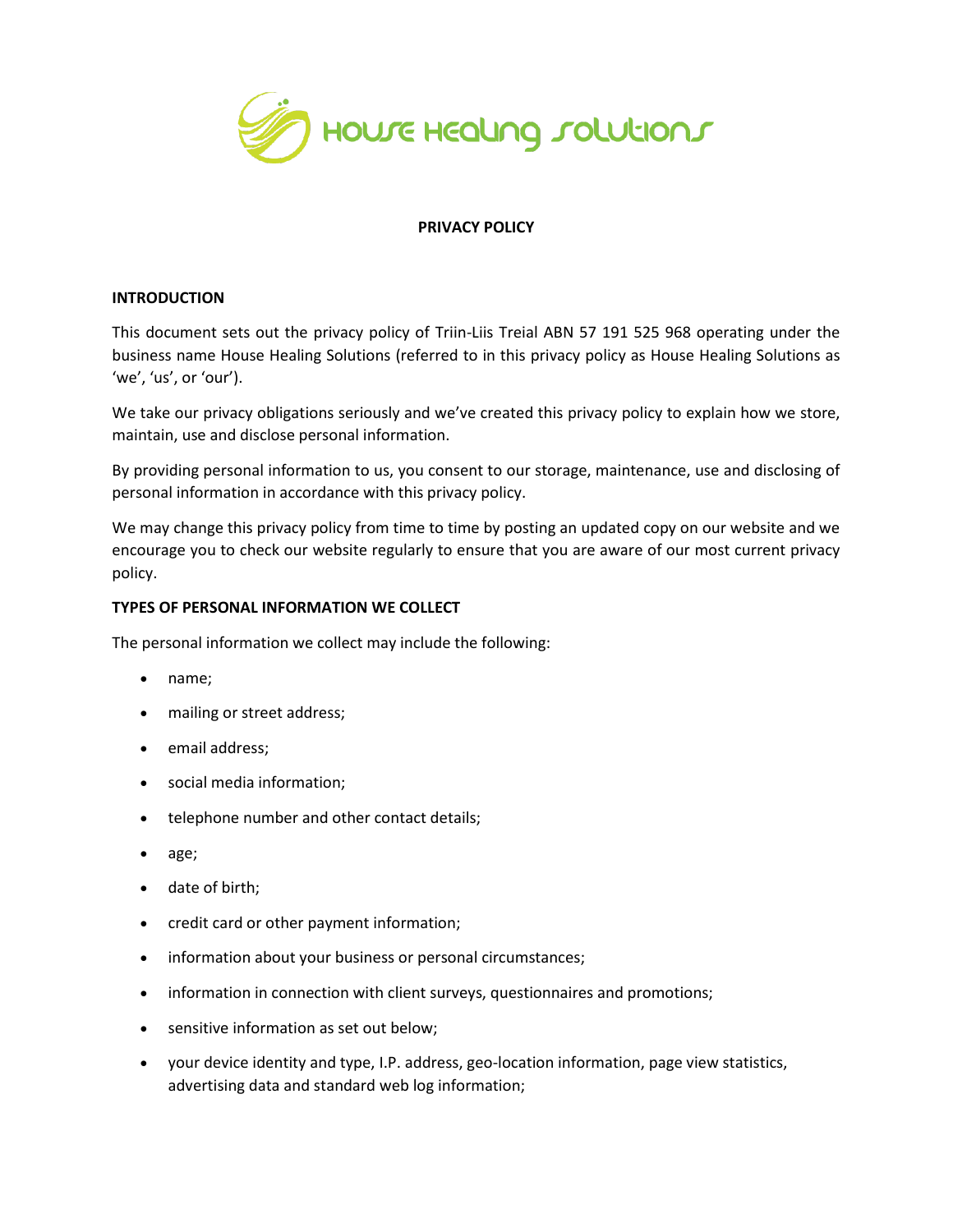# PRIVACY POLICY

## INTRODUCTION

This document sets out the privacy policy of Triin-Liis Treial ABN 57 191 525 968 operating under the business name House Healing Solutions (referred to in this privacy policy as House Healing Solutions as 'we', 'us', or 'our').

We take our privacy obligations seriously and we've created this privacy policy to explain how we store, maintain, use and disclose personal information.

By providing personal information to us, you consent to our storage, maintenance, use and disclosing of personal information in accordance with this privacy policy.

We may change this privacy policy from time to time by posting an updated copy on our website and we encourage you to check our website regularly to ensure that you are aware of our most current privacy policy.

## TYPES OF PERSONAL INFORMATION WE COLLECT

The personal information we collect may include the following:

- name;
- mailing or street address;
- email address;
- social media information;
- telephone number and other contact details;
- age;
- date of birth;
- credit card or other payment information;
- information about your business or personal circumstances;
- information in connection with client surveys, questionnaires and promotions;
- sensitive information as set out below;
- your device identity and type, I.P. address, geo-location information, page view statistics, advertising data and standard web log information;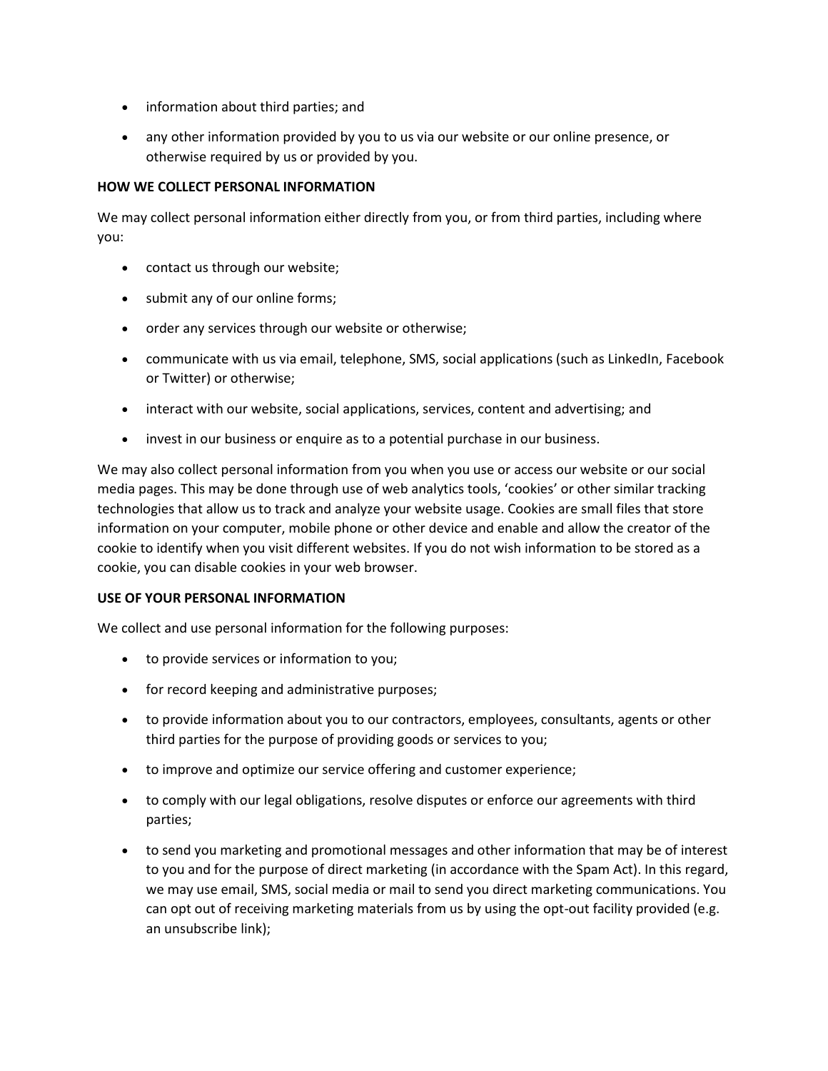- information about third parties; and
- any other information provided by you to us via our website or our online presence, or otherwise required by us or provided by you.

**HOW WE COLLECT PERSONAL INFORMATION**

We may collect personal information either directly from you, or from third parties, including where you:

- contact us through our website;
- submit any of our online forms;
- order any services through our website or otherwise;
- communicate with us via email, telephone, SMS, social applications (such as LinkedIn, Facebook or Twitter) or otherwise;
- interact with our website, social applications, services, content and advertising; and
- invest in our business or enquire as to a potential purchase in our business.

We may also collect personal information from you when you use or access our website or our social media pages. This may be done through use of web analytics tools, 'cookies' or other similar tracking technologies that allow us to track and analyze your website usage. Cookies are small files that store information on your computer, mobile phone or other device and enable and allow the creator of the cookie to identify when you visit different websites. If you do not wish information to be stored as a cookie, you can disable cookies in your web browser.

**USE OF YOUR PERSONAL INFORMATION**

We collect and use personal information for the following purposes:

- to provide services or information to you;
- for record keeping and administrative purposes;
- to provide information about you to our contractors, employees, consultants, agents or other third parties for the purpose of providing goods or services to you;
- to improve and optimize our service offering and customer experience;
- to comply with our legal obligations, resolve disputes or enforce our agreements with third parties;
- to send you marketing and promotional messages and other information that may be of interest to you and for the purpose of direct marketing (in accordance with the Spam Act). In this regard, we may use email, SMS, social media or mail to send you direct marketing communications. You can opt out of receiving marketing materials from us by using the opt-out facility provided (e.g. an unsubscribe link);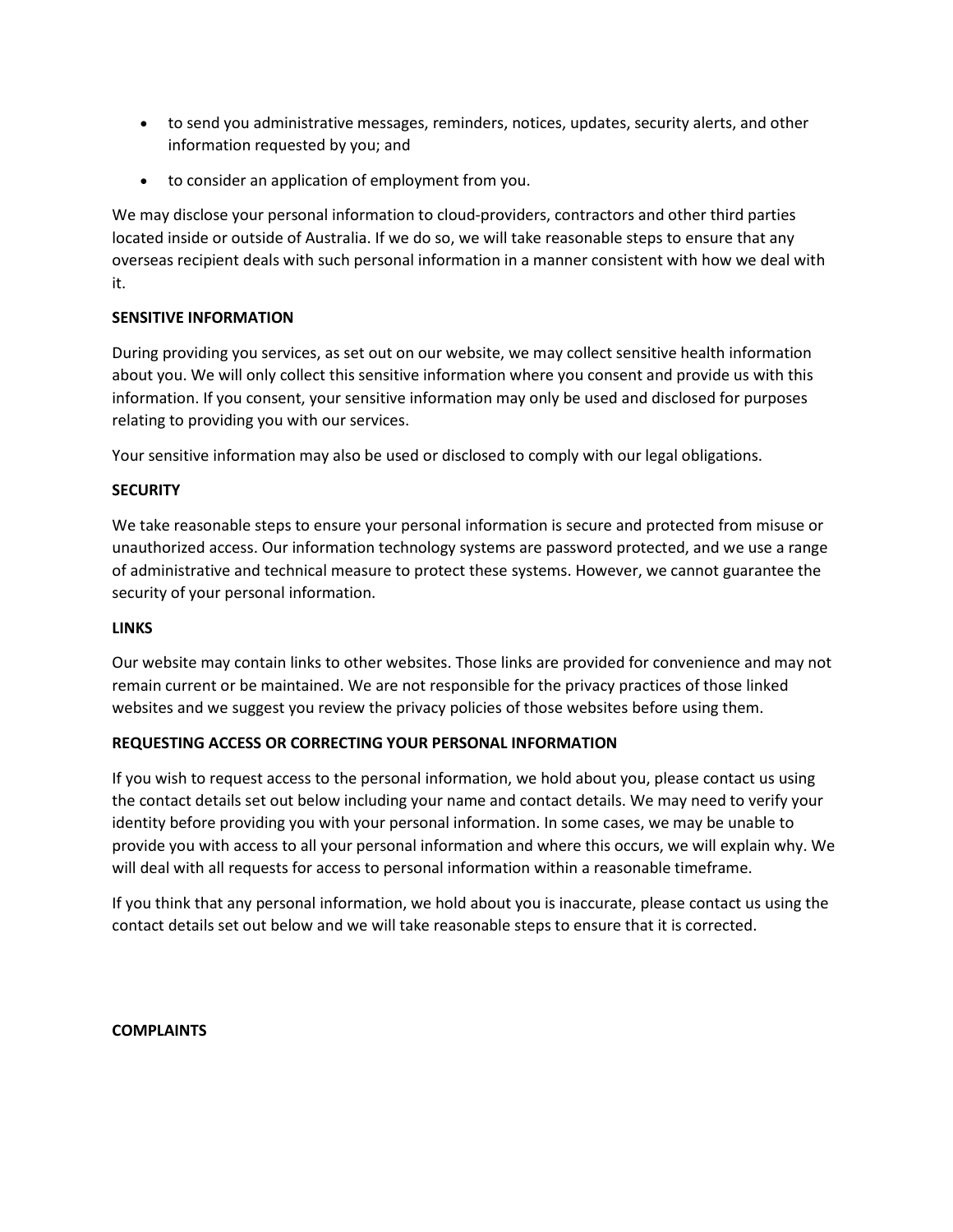- to send you administrative messages, reminders, notices, updates, security alerts, and other information requested by you; and
- to consider an application of employment from you.

We may disclose your personal information to cloud-providers, contractors and other third parties located inside or outside of Australia. If we do so, we will take reasonable steps to ensure that any overseas recipient deals with such personal information in a manner consistent with how we deal with it.

**SENSITIVE INFORMATION**

During providing you services, as set out on our website, we may collect sensitive health information about you. We will only collect this sensitive information where you consent and provide us with this information. If you consent, your sensitive information may only be used and disclosed for purposes relating to providing you with our services.

Your sensitive information may also be used or disclosed to comply with our legal obligations.

**SECURITY**

We take reasonable steps to ensure your personal information is secure and protected from misuse or unauthorized access. Our information technology systems are password protected, and we use a range of administrative and technical measure to protect these systems. However, we cannot guarantee the security of your personal information.

**LINKS**

Our website may contain links to other websites. Those links are provided for convenience and may not remain current or be maintained. We are not responsible for the privacy practices of those linked websites and we suggest you review the privacy policies of those websites before using them.

**REQUESTING ACCESS OR CORRECTING YOUR PERSONAL INFORMATION**

If you wish to request access to the personal information, we hold about you, please contact us using the contact details set out below including your name and contact details. We may need to verify your identity before providing you with your personal information. In some cases, we may be unable to provide you with access to all your personal information and where this occurs, we will explain why. We will deal with all requests for access to personal information within a reasonable timeframe.

If you think that any personal information, we hold about you is inaccurate, please contact us using the contact details set out below and we will take reasonable steps to ensure that it is corrected.

**COMPLAINTS**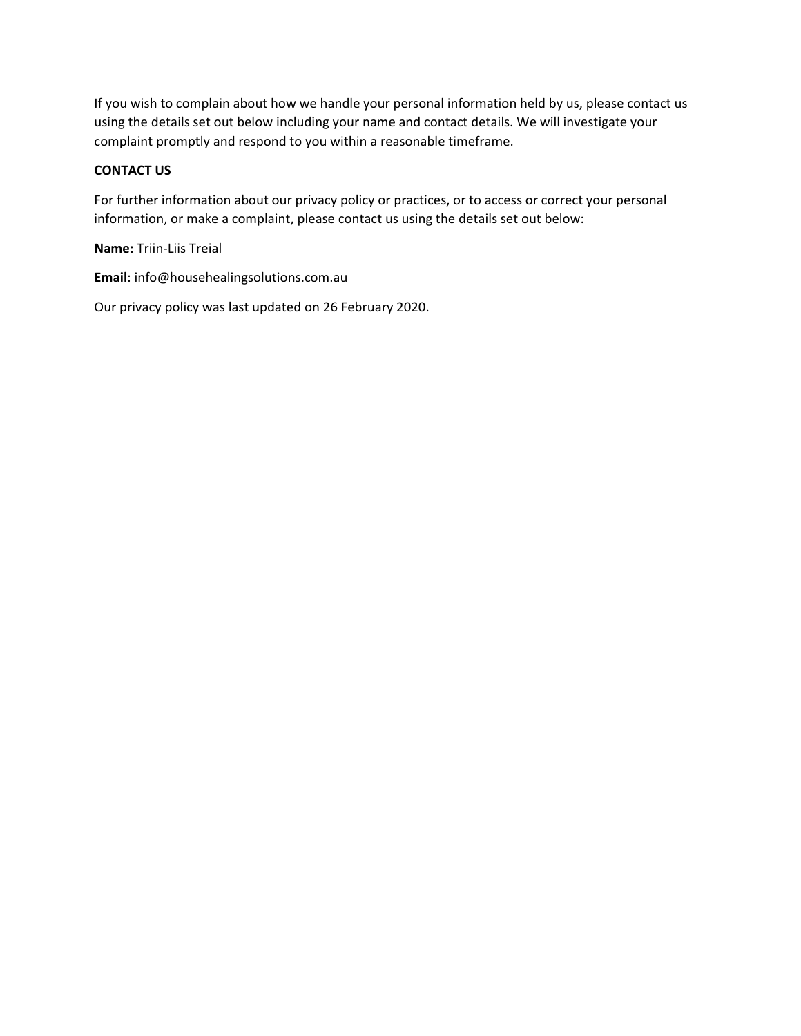If you wish to complain about how we handle your personal information held by us, please contact us using the details set out below including your name and contact details. We will investigate your complaint promptly and respond to you within a reasonable timeframe.

**CONTACT US**

For further information about our privacy policy or practices, or to access or correct your personal information, or make a complaint, please contact us using the details set out below:

**Name:** Triin-Liis Treial

**Email**: info@househealingsolutions.com.au

Our privacy policy was last updated on 26 February 2020.